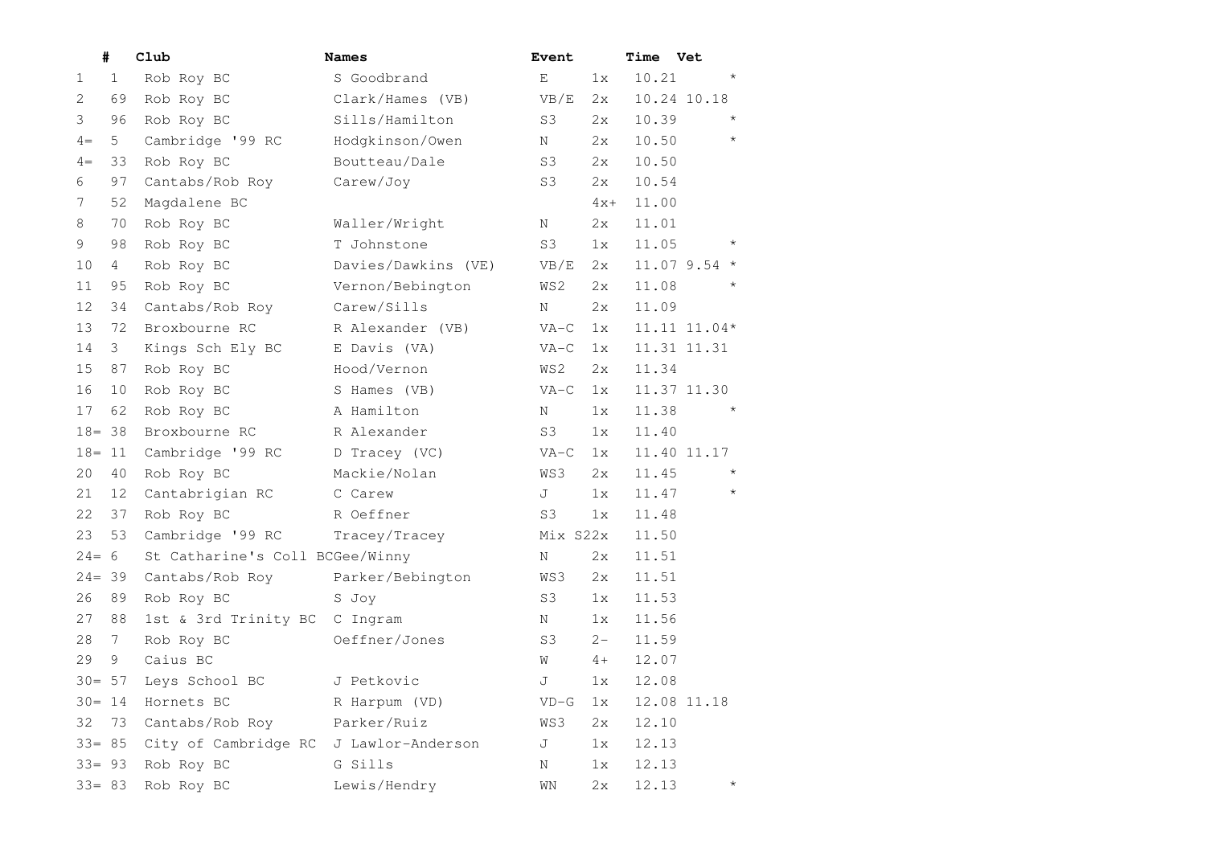| | # | Club | Names | Event | | Time | Vet | |
|---|---|---|---|---|---|---|---|---|
| 1 | 1 | Rob Roy BC | S Goodbrand | E | 1x | 10.21 | | * |
| 2 | 69 | Rob Roy BC | Clark/Hames (VB) | VB/E | 2x | 10.24 | 10.18 | |
| 3 | 96 | Rob Roy BC | Sills/Hamilton | S3 | 2x | 10.39 | | * |
| 4= | 5 | Cambridge '99 RC | Hodgkinson/Owen | N | 2x | 10.50 | | * |
| 4= | 33 | Rob Roy BC | Boutteau/Dale | S3 | 2x | 10.50 | | |
| 6 | 97 | Cantabs/Rob Roy | Carew/Joy | S3 | 2x | 10.54 | | |
| 7 | 52 | Magdalene BC | | | 4x+ | 11.00 | | |
| 8 | 70 | Rob Roy BC | Waller/Wright | N | 2x | 11.01 | | |
| 9 | 98 | Rob Roy BC | T Johnstone | S3 | 1x | 11.05 | | * |
| 10 | 4 | Rob Roy BC | Davies/Dawkins (VE) | VB/E | 2x | 11.07 | 9.54 | * |
| 11 | 95 | Rob Roy BC | Vernon/Bebington | WS2 | 2x | 11.08 | | * |
| 12 | 34 | Cantabs/Rob Roy | Carew/Sills | N | 2x | 11.09 | | |
| 13 | 72 | Broxbourne RC | R Alexander (VB) | VA-C | 1x | 11.11 | 11.04 | * |
| 14 | 3 | Kings Sch Ely BC | E Davis (VA) | VA-C | 1x | 11.31 | 11.31 | |
| 15 | 87 | Rob Roy BC | Hood/Vernon | WS2 | 2x | 11.34 | | |
| 16 | 10 | Rob Roy BC | S Hames (VB) | VA-C | 1x | 11.37 | 11.30 | |
| 17 | 62 | Rob Roy BC | A Hamilton | N | 1x | 11.38 | | * |
| 18= | 38 | Broxbourne RC | R Alexander | S3 | 1x | 11.40 | | |
| 18= | 11 | Cambridge '99 RC | D Tracey (VC) | VA-C | 1x | 11.40 | 11.17 | |
| 20 | 40 | Rob Roy BC | Mackie/Nolan | WS3 | 2x | 11.45 | | * |
| 21 | 12 | Cantabrigian RC | C Carew | J | 1x | 11.47 | | * |
| 22 | 37 | Rob Roy BC | R Oeffner | S3 | 1x | 11.48 | | |
| 23 | 53 | Cambridge '99 RC | Tracey/Tracey | Mix S2 | 2x | 11.50 | | |
| 24= | 6 | St Catharine's Coll BC | Gee/Winny | N | 2x | 11.51 | | |
| 24= | 39 | Cantabs/Rob Roy | Parker/Bebington | WS3 | 2x | 11.51 | | |
| 26 | 89 | Rob Roy BC | S Joy | S3 | 1x | 11.53 | | |
| 27 | 88 | 1st & 3rd Trinity BC | C Ingram | N | 1x | 11.56 | | |
| 28 | 7 | Rob Roy BC | Oeffner/Jones | S3 | 2- | 11.59 | | |
| 29 | 9 | Caius BC | | W | 4+ | 12.07 | | |
| 30= | 57 | Leys School BC | J Petkovic | J | 1x | 12.08 | | |
| 30= | 14 | Hornets BC | R Harpum (VD) | VD-G | 1x | 12.08 | 11.18 | |
| 32 | 73 | Cantabs/Rob Roy | Parker/Ruiz | WS3 | 2x | 12.10 | | |
| 33= | 85 | City of Cambridge RC | J Lawlor-Anderson | J | 1x | 12.13 | | |
| 33= | 93 | Rob Roy BC | G Sills | N | 1x | 12.13 | | |
| 33= | 83 | Rob Roy BC | Lewis/Hendry | WN | 2x | 12.13 | | * |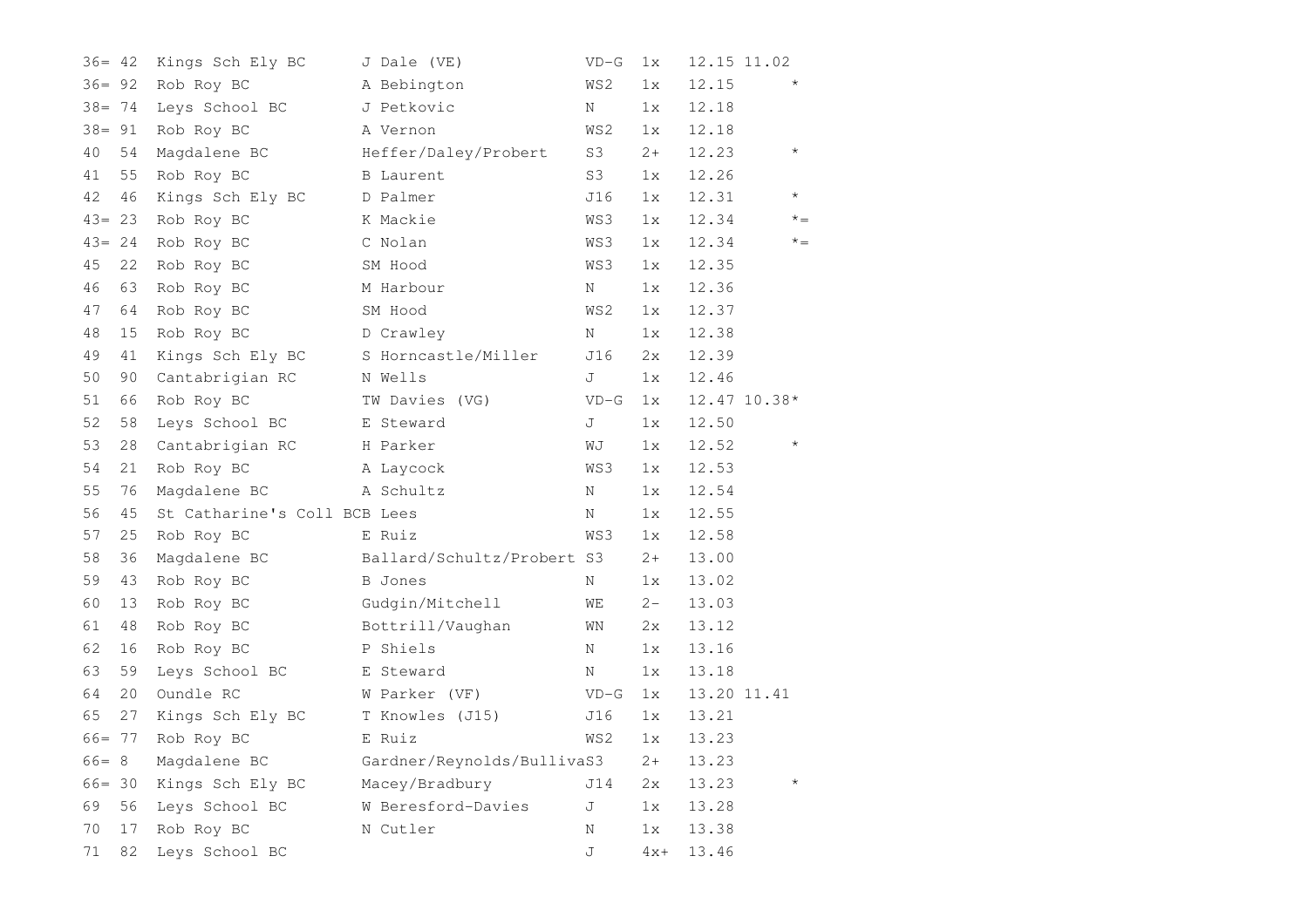| | | | | | | | | |
|---|---|---|---|---|---|---|---|---|
| 36= | 42 | Kings Sch Ely BC | J Dale (VE) | VD-G | 1x | 12.15 | 11.02 | |
| 36= | 92 | Rob Roy BC | A Bebington | WS2 | 1x | 12.15 | | * |
| 38= | 74 | Leys School BC | J Petkovic | N | 1x | 12.18 | | |
| 38= | 91 | Rob Roy BC | A Vernon | WS2 | 1x | 12.18 | | |
| 40 | 54 | Magdalene BC | Heffer/Daley/Probert | S3 | 2+ | 12.23 | | * |
| 41 | 55 | Rob Roy BC | B Laurent | S3 | 1x | 12.26 | | |
| 42 | 46 | Kings Sch Ely BC | D Palmer | J16 | 1x | 12.31 | | * |
| 43= | 23 | Rob Roy BC | K Mackie | WS3 | 1x | 12.34 | | *= |
| 43= | 24 | Rob Roy BC | C Nolan | WS3 | 1x | 12.34 | | *= |
| 45 | 22 | Rob Roy BC | SM Hood | WS3 | 1x | 12.35 | | |
| 46 | 63 | Rob Roy BC | M Harbour | N | 1x | 12.36 | | |
| 47 | 64 | Rob Roy BC | SM Hood | WS2 | 1x | 12.37 | | |
| 48 | 15 | Rob Roy BC | D Crawley | N | 1x | 12.38 | | |
| 49 | 41 | Kings Sch Ely BC | S Horncastle/Miller | J16 | 2x | 12.39 | | |
| 50 | 90 | Cantabrigian RC | N Wells | J | 1x | 12.46 | | |
| 51 | 66 | Rob Roy BC | TW Davies (VG) | VD-G | 1x | 12.47 | 10.38* | |
| 52 | 58 | Leys School BC | E Steward | J | 1x | 12.50 | | |
| 53 | 28 | Cantabrigian RC | H Parker | WJ | 1x | 12.52 | | * |
| 54 | 21 | Rob Roy BC | A Laycock | WS3 | 1x | 12.53 | | |
| 55 | 76 | Magdalene BC | A Schultz | N | 1x | 12.54 | | |
| 56 | 45 | St Catharine's Coll BC | B Lees | N | 1x | 12.55 | | |
| 57 | 25 | Rob Roy BC | E Ruiz | WS3 | 1x | 12.58 | | |
| 58 | 36 | Magdalene BC | Ballard/Schultz/Probert | S3 | 2+ | 13.00 | | |
| 59 | 43 | Rob Roy BC | B Jones | N | 1x | 13.02 | | |
| 60 | 13 | Rob Roy BC | Gudgin/Mitchell | WE | 2- | 13.03 | | |
| 61 | 48 | Rob Roy BC | Bottrill/Vaughan | WN | 2x | 13.12 | | |
| 62 | 16 | Rob Roy BC | P Shiels | N | 1x | 13.16 | | |
| 63 | 59 | Leys School BC | E Steward | N | 1x | 13.18 | | |
| 64 | 20 | Oundle RC | W Parker (VF) | VD-G | 1x | 13.20 | 11.41 | |
| 65 | 27 | Kings Sch Ely BC | T Knowles (J15) | J16 | 1x | 13.21 | | |
| 66= | 77 | Rob Roy BC | E Ruiz | WS2 | 1x | 13.23 | | |
| 66= | 8 | Magdalene BC | Gardner/Reynolds/Bulliva | S3 | 2+ | 13.23 | | |
| 66= | 30 | Kings Sch Ely BC | Macey/Bradbury | J14 | 2x | 13.23 | | * |
| 69 | 56 | Leys School BC | W Beresford-Davies | J | 1x | 13.28 | | |
| 70 | 17 | Rob Roy BC | N Cutler | N | 1x | 13.38 | | |
| 71 | 82 | Leys School BC | | J | 4x+ | 13.46 | | |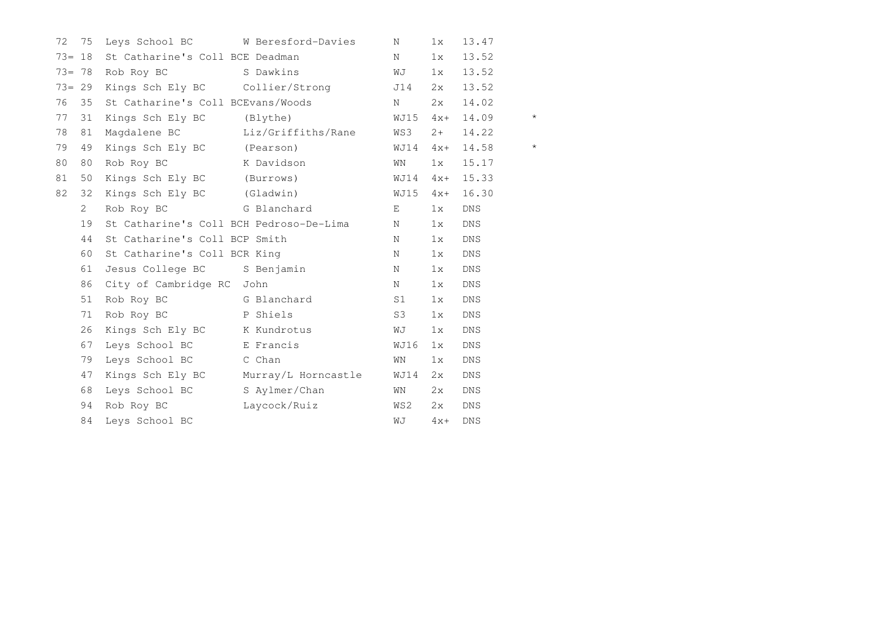| | | | | | | | |
|---|---|---|---|---|---|---|---|
| 72 | 75 | Leys School BC | W Beresford-Davies | N | 1x | 13.47 | |
| 73= | 18 | St Catharine's Coll BC | E Deadman | N | 1x | 13.52 | |
| 73= | 78 | Rob Roy BC | S Dawkins | WJ | 1x | 13.52 | |
| 73= | 29 | Kings Sch Ely BC | Collier/Strong | J14 | 2x | 13.52 | |
| 76 | 35 | St Catharine's Coll BC | Evans/Woods | N | 2x | 14.02 | |
| 77 | 31 | Kings Sch Ely BC | (Blythe) | WJ15 | 4x+ | 14.09 | * |
| 78 | 81 | Magdalene BC | Liz/Griffiths/Rane | WS3 | 2+ | 14.22 | |
| 79 | 49 | Kings Sch Ely BC | (Pearson) | WJ14 | 4x+ | 14.58 | * |
| 80 | 80 | Rob Roy BC | K Davidson | WN | 1x | 15.17 | |
| 81 | 50 | Kings Sch Ely BC | (Burrows) | WJ14 | 4x+ | 15.33 | |
| 82 | 32 | Kings Sch Ely BC | (Gladwin) | WJ15 | 4x+ | 16.30 | |
| | 2 | Rob Roy BC | G Blanchard | E | 1x | DNS | |
| | 19 | St Catharine's Coll BC | H Pedroso-De-Lima | N | 1x | DNS | |
| | 44 | St Catharine's Coll BC | P Smith | N | 1x | DNS | |
| | 60 | St Catharine's Coll BC | R King | N | 1x | DNS | |
| | 61 | Jesus College BC | S Benjamin | N | 1x | DNS | |
| | 86 | City of Cambridge RC | John | N | 1x | DNS | |
| | 51 | Rob Roy BC | G Blanchard | S1 | 1x | DNS | |
| | 71 | Rob Roy BC | P Shiels | S3 | 1x | DNS | |
| | 26 | Kings Sch Ely BC | K Kundrotus | WJ | 1x | DNS | |
| | 67 | Leys School BC | E Francis | WJ16 | 1x | DNS | |
| | 79 | Leys School BC | C Chan | WN | 1x | DNS | |
| | 47 | Kings Sch Ely BC | Murray/L Horncastle | WJ14 | 2x | DNS | |
| | 68 | Leys School BC | S Aylmer/Chan | WN | 2x | DNS | |
| | 94 | Rob Roy BC | Laycock/Ruiz | WS2 | 2x | DNS | |
| | 84 | Leys School BC | | WJ | 4x+ | DNS | |